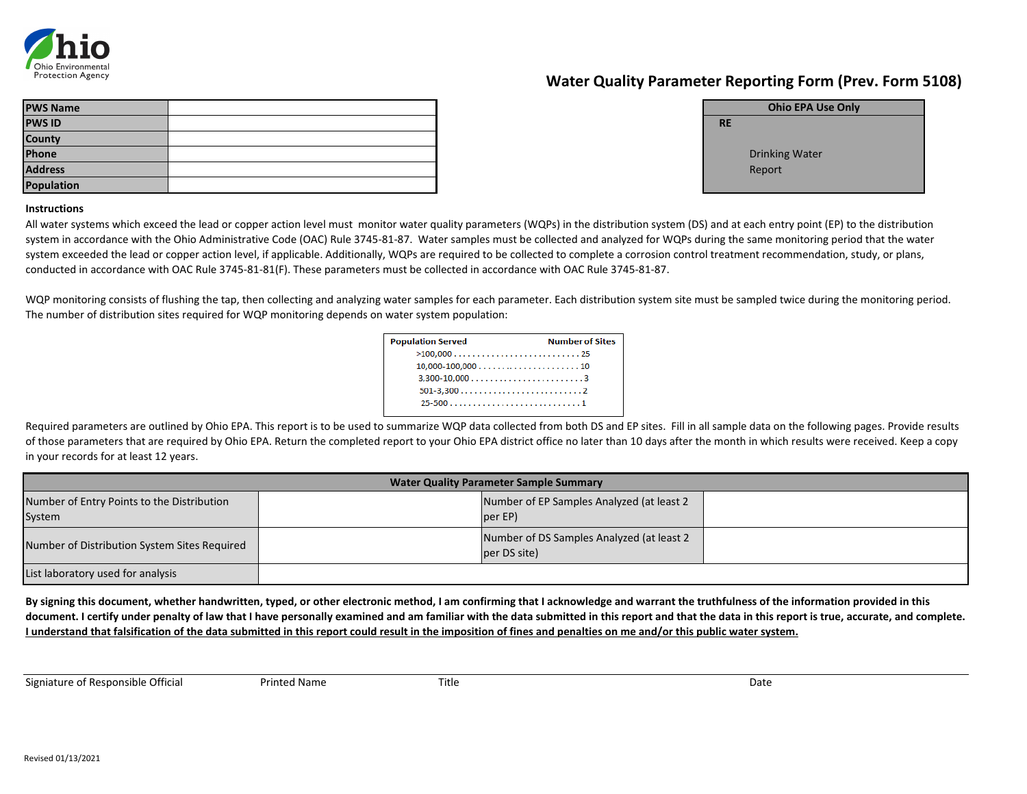Ohio Environmental Protection Agency

# Water Quality Parameter Reporting Form (Prev. Form 5108)

| | |
|---|---|
| **PWS Name** | |
| **PWS ID** | |
| **County** | |
| **Phone** | |
| **Address** | |
| **Population** | |

| Ohio EPA Use Only |
|---|
| **RE** |
| Drinking Water Report |

**Instructions**

All water systems which exceed the lead or copper action level must monitor water quality parameters (WQPs) in the distribution system (DS) and at each entry point (EP) to the distribution system in accordance with the Ohio Administrative Code (OAC) Rule 3745-81-87. Water samples must be collected and analyzed for WQPs during the same monitoring period that the water system exceeded the lead or copper action level, if applicable. Additionally, WQPs are required to be collected to complete a corrosion control treatment recommendation, study, or plans, conducted in accordance with OAC Rule 3745-81-81(F). These parameters must be collected in accordance with OAC Rule 3745-81-87.

WQP monitoring consists of flushing the tap, then collecting and analyzing water samples for each parameter. Each distribution system site must be sampled twice during the monitoring period. The number of distribution sites required for WQP monitoring depends on water system population:

| Population Served | Number of Sites |
|---|---|
| >100,000 | 25 |
| 10,000-100,000 | 10 |
| 3,300-10,000 | 3 |
| 501-3,300 | 2 |
| 25-500 | 1 |

Required parameters are outlined by Ohio EPA. This report is to be used to summarize WQP data collected from both DS and EP sites. Fill in all sample data on the following pages. Provide results of those parameters that are required by Ohio EPA. Return the completed report to your Ohio EPA district office no later than 10 days after the month in which results were received. Keep a copy in your records for at least 12 years.

| Water Quality Parameter Sample Summary | | | |
|---|---|---|---|
| Number of Entry Points to the Distribution System | | Number of EP Samples Analyzed (at least 2 per EP) | |
| Number of Distribution System Sites Required | | Number of DS Samples Analyzed (at least 2 per DS site) | |
| List laboratory used for analysis | | | |

**By signing this document, whether handwritten, typed, or other electronic method, I am confirming that I acknowledge and warrant the truthfulness of the information provided in this document. I certify under penalty of law that I have personally examined and am familiar with the data submitted in this report and that the data in this report is true, accurate, and complete. <u>I understand that falsification of the data submitted in this report could result in the imposition of fines and penalties on me and/or this public water system.</u>**

| Signature of Responsible Official | Printed Name | Title | Date |
|---|---|---|---|

Revised 01/13/2021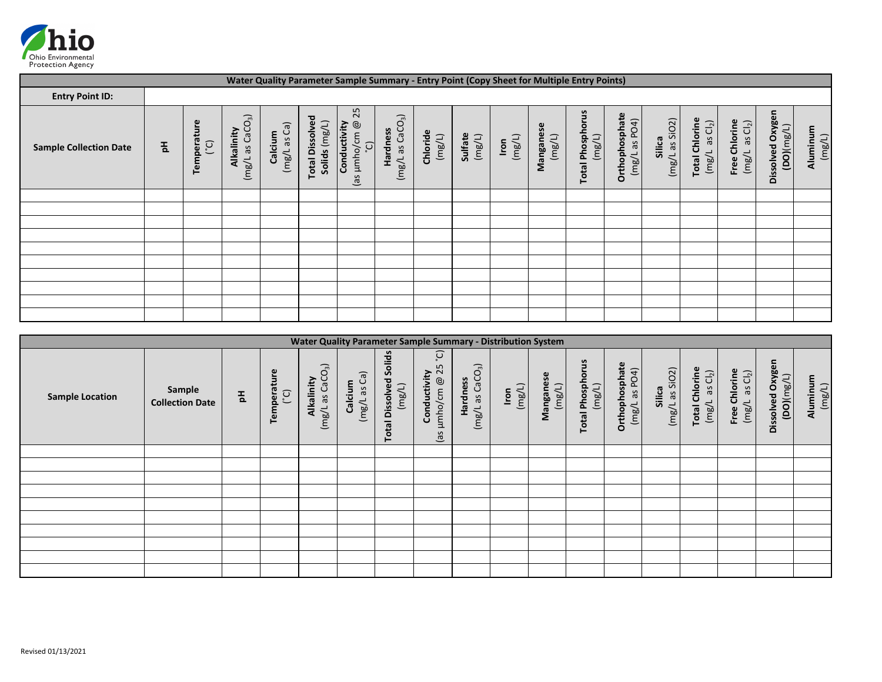Ohio Environmental Protection Agency

## Water Quality Parameter Sample Summary - Entry Point (Copy Sheet for Multiple Entry Points)

**Entry Point ID:**

| Sample Collection Date | pH | Temperature (°C) | Alkalinity (mg/L as $CaCO_3$) | Calcium (mg/L as Ca) | Total Dissolved Solids (mg/L) | Conductivity (as µmho/cm @ 25 °C) | Hardness (mg/L as $CaCO_3$) | Chloride (mg/L) | Sulfate (mg/L) | Iron (mg/L) | Manganese (mg/L) | Total Phosphorus (mg/L) | Orthophosphate (mg/L as PO4) | Silica (mg/L as SiO2) | Total Chlorine (mg/L as $Cl_2$) | Free Chlorine (mg/L as $Cl_2$) | Dissolved Oxygen (DO)(mg/L) | Aluminum (mg/L) |
|---|---|---|---|---|---|---|---|---|---|---|---|---|---|---|---|---|---|---|
| | | | | | | | | | | | | | | | | | | |
| | | | | | | | | | | | | | | | | | | |
| | | | | | | | | | | | | | | | | | | |
| | | | | | | | | | | | | | | | | | | |
| | | | | | | | | | | | | | | | | | | |
| | | | | | | | | | | | | | | | | | | |
| | | | | | | | | | | | | | | | | | | |
| | | | | | | | | | | | | | | | | | | |
| | | | | | | | | | | | | | | | | | | |
| | | | | | | | | | | | | | | | | | | |

## Water Quality Parameter Sample Summary - Distribution System

| Sample Location | Sample Collection Date | pH | Temperature (°C) | Alkalinity (mg/L as $CaCO_3$) | Calcium (mg/L as Ca) | Total Dissolved Solids (mg/L) | Conductivity (as µmho/cm @ 25 °C) | Hardness (mg/L as $CaCO_3$) | Iron (mg/L) | Manganese (mg/L) | Total Phosphorus (mg/L) | Orthophosphate (mg/L as PO4) | Silica (mg/L as SiO2) | Total Chlorine (mg/L as $Cl_2$) | Free Chlorine (mg/L as $Cl_2$) | Dissolved Oxygen (DO)(mg/L) | Aluminum (mg/L) |
|---|---|---|---|---|---|---|---|---|---|---|---|---|---|---|---|---|---|
| | | | | | | | | | | | | | | | | | |
| | | | | | | | | | | | | | | | | | |
| | | | | | | | | | | | | | | | | | |
| | | | | | | | | | | | | | | | | | |
| | | | | | | | | | | | | | | | | | |
| | | | | | | | | | | | | | | | | | |
| | | | | | | | | | | | | | | | | | |
| | | | | | | | | | | | | | | | | | |
| | | | | | | | | | | | | | | | | | |
| | | | | | | | | | | | | | | | | | |

Revised 01/13/2021